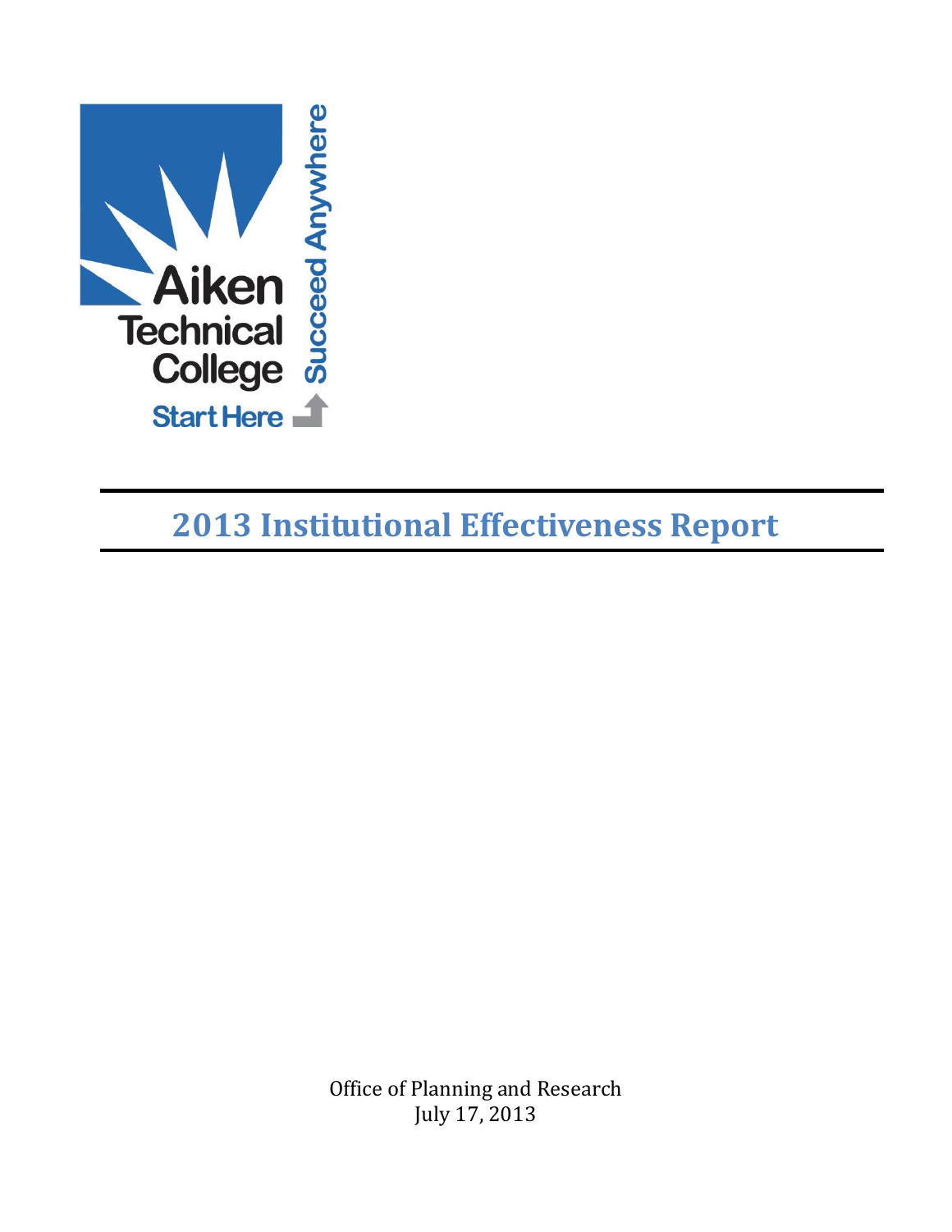Aiken Technical College

Start Here

Succeed Anywhere

# 2013 Institutional Effectiveness Report

Office of Planning and Research
July 17, 2013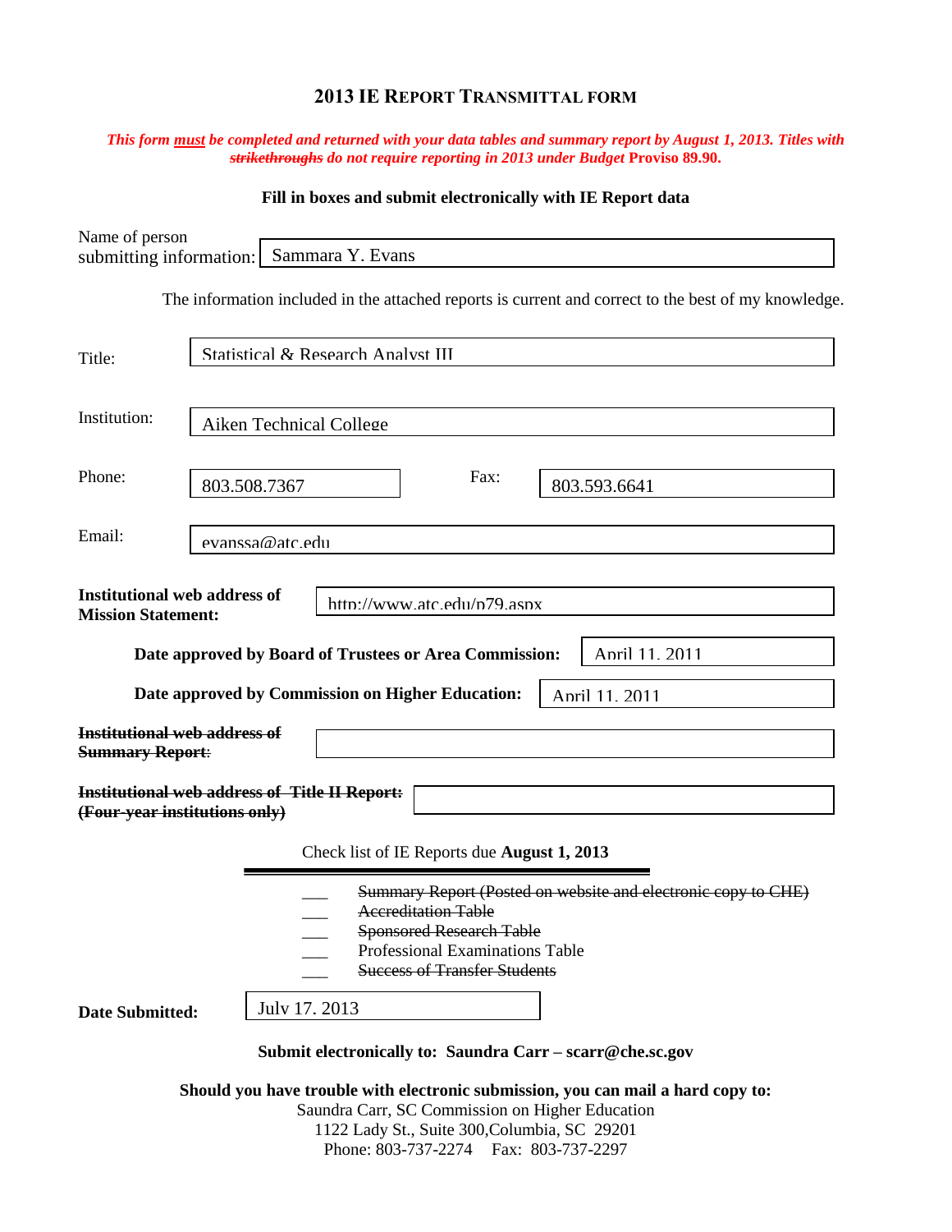# 2013 IE REPORT TRANSMITTAL FORM

***This form must be completed and returned with your data tables and summary report by August 1, 2013. Titles with ~~strikethroughs~~ do not require reporting in 2013 under Budget* Proviso 89.90.**

**Fill in boxes and submit electronically with IE Report data**

Name of person submitting information: Sammara Y. Evans

The information included in the attached reports is current and correct to the best of my knowledge.

Title: Statistical & Research Analyst III

Institution: Aiken Technical College

Phone: 803.508.7367 Fax: 803.593.6641

Email: evanssa@atc.edu

**Institutional web address of Mission Statement:** http://www.atc.edu/p79.aspx

**Date approved by Board of Trustees or Area Commission:** April 11, 2011

**Date approved by Commission on Higher Education:** April 11, 2011

~~**Institutional web address of Summary Report**~~:

~~**Institutional web address of Title II Report: (Four-year institutions only)**~~

Check list of IE Reports due **August 1, 2013**

- ___ ~~Summary Report (Posted on website and electronic copy to CHE)~~
- ___ ~~Accreditation Table~~
- ___ ~~Sponsored Research Table~~
- ___ Professional Examinations Table
- ___ ~~Success of Transfer Students~~

**Date Submitted:** July 17, 2013

**Submit electronically to: Saundra Carr – scarr@che.sc.gov**

**Should you have trouble with electronic submission, you can mail a hard copy to:**

Saundra Carr, SC Commission on Higher Education
1122 Lady St., Suite 300,Columbia, SC 29201
Phone: 803-737-2274 Fax: 803-737-2297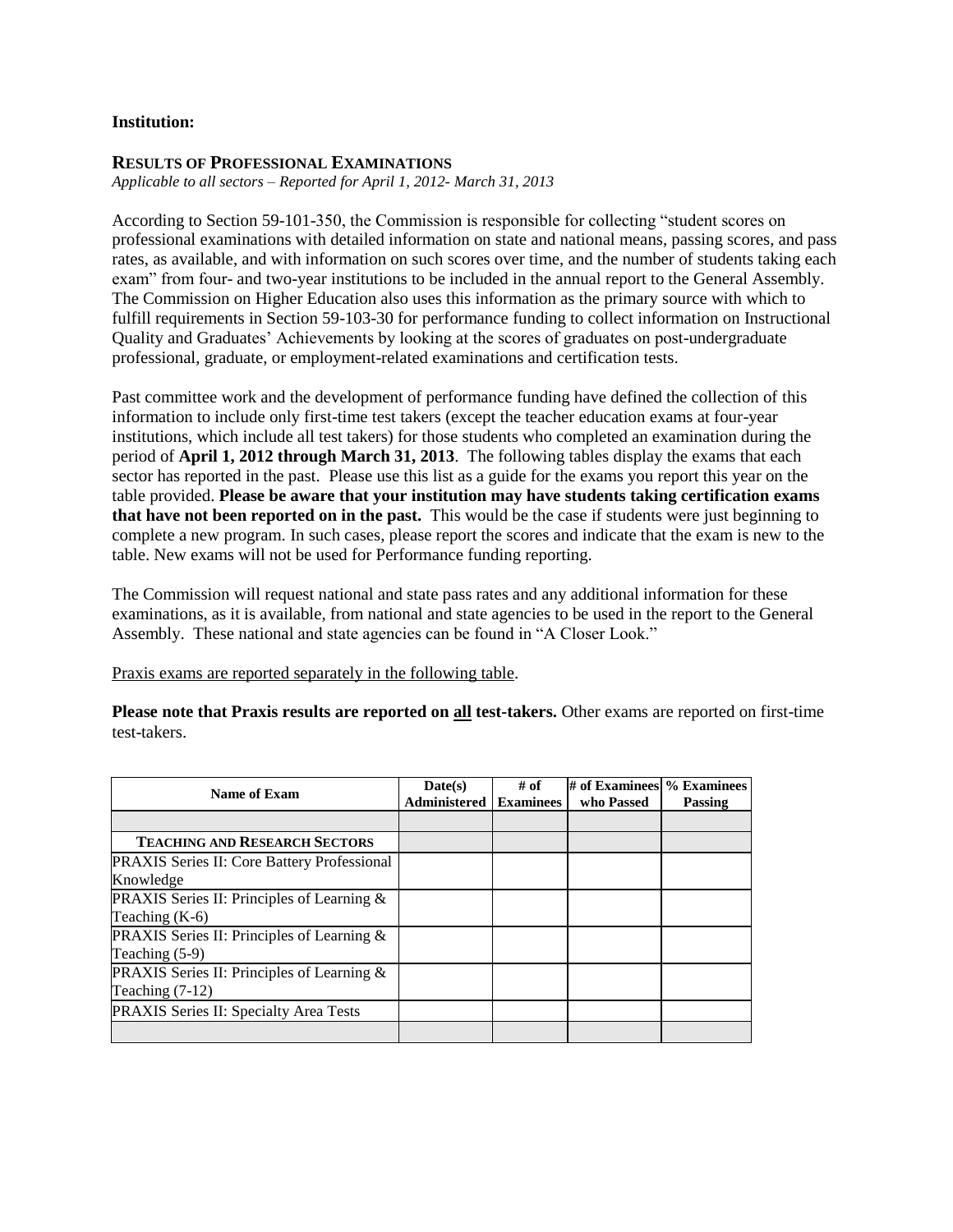**Institution:**

## RESULTS OF PROFESSIONAL EXAMINATIONS

*Applicable to all sectors – Reported for April 1, 2012- March 31, 2013*

According to Section 59-101-350, the Commission is responsible for collecting "student scores on professional examinations with detailed information on state and national means, passing scores, and pass rates, as available, and with information on such scores over time, and the number of students taking each exam" from four- and two-year institutions to be included in the annual report to the General Assembly. The Commission on Higher Education also uses this information as the primary source with which to fulfill requirements in Section 59-103-30 for performance funding to collect information on Instructional Quality and Graduates' Achievements by looking at the scores of graduates on post-undergraduate professional, graduate, or employment-related examinations and certification tests.

Past committee work and the development of performance funding have defined the collection of this information to include only first-time test takers (except the teacher education exams at four-year institutions, which include all test takers) for those students who completed an examination during the period of **April 1, 2012 through March 31, 2013**. The following tables display the exams that each sector has reported in the past. Please use this list as a guide for the exams you report this year on the table provided. **Please be aware that your institution may have students taking certification exams that have not been reported on in the past.** This would be the case if students were just beginning to complete a new program. In such cases, please report the scores and indicate that the exam is new to the table. New exams will not be used for Performance funding reporting.

The Commission will request national and state pass rates and any additional information for these examinations, as it is available, from national and state agencies to be used in the report to the General Assembly. These national and state agencies can be found in "A Closer Look."

Praxis exams are reported separately in the following table.

**Please note that Praxis results are reported on all test-takers.** Other exams are reported on first-time test-takers.

| Name of Exam | Date(s) Administered | # of Examinees | # of Examinees who Passed | % Examinees Passing |
|---|---|---|---|---|
| | | | | |
| **TEACHING AND RESEARCH SECTORS** | | | | |
| PRAXIS Series II: Core Battery Professional Knowledge | | | | |
| PRAXIS Series II: Principles of Learning & Teaching (K-6) | | | | |
| PRAXIS Series II: Principles of Learning & Teaching (5-9) | | | | |
| PRAXIS Series II: Principles of Learning & Teaching (7-12) | | | | |
| PRAXIS Series II: Specialty Area Tests | | | | |
| | | | | |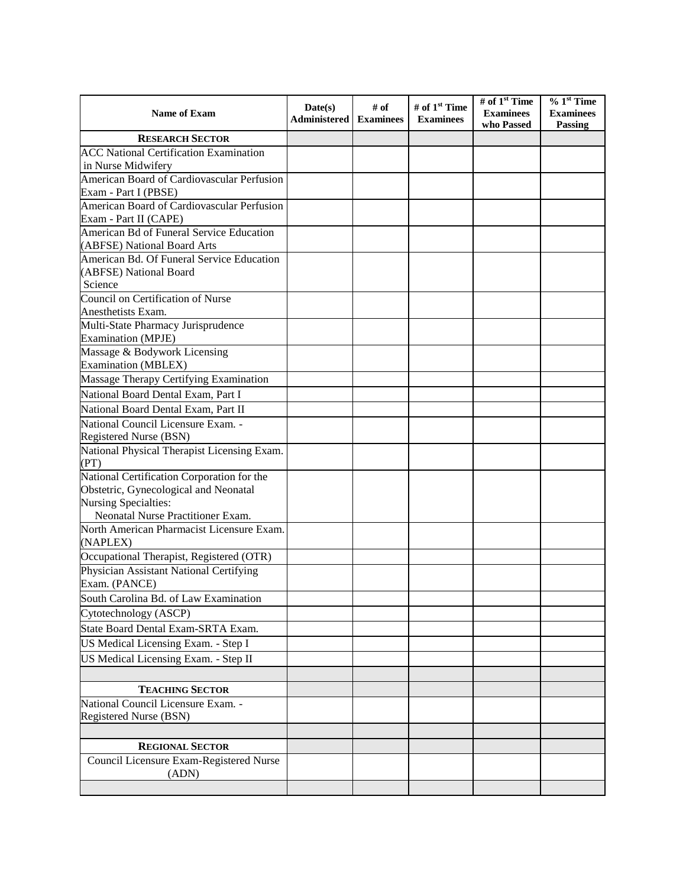| Name of Exam | Date(s) Administered | # of Examinees | # of 1st Time Examinees | # of 1st Time Examinees who Passed | % 1st Time Examinees Passing |
|---|---|---|---|---|---|
| **RESEARCH SECTOR** | | | | | |
| ACC National Certification Examination in Nurse Midwifery | | | | | |
| American Board of Cardiovascular Perfusion Exam - Part I (PBSE) | | | | | |
| American Board of Cardiovascular Perfusion Exam - Part II (CAPE) | | | | | |
| American Bd of Funeral Service Education (ABFSE) National Board Arts | | | | | |
| American Bd. Of Funeral Service Education (ABFSE) National Board Science | | | | | |
| Council on Certification of Nurse Anesthetists Exam. | | | | | |
| Multi-State Pharmacy Jurisprudence Examination (MPJE) | | | | | |
| Massage & Bodywork Licensing Examination (MBLEX) | | | | | |
| Massage Therapy Certifying Examination | | | | | |
| National Board Dental Exam, Part I | | | | | |
| National Board Dental Exam, Part II | | | | | |
| National Council Licensure Exam. - Registered Nurse (BSN) | | | | | |
| National Physical Therapist Licensing Exam. (PT) | | | | | |
| National Certification Corporation for the Obstetric, Gynecological and Neonatal Nursing Specialties: Neonatal Nurse Practitioner Exam. | | | | | |
| North American Pharmacist Licensure Exam. (NAPLEX) | | | | | |
| Occupational Therapist, Registered (OTR) | | | | | |
| Physician Assistant National Certifying Exam. (PANCE) | | | | | |
| South Carolina Bd. of Law Examination | | | | | |
| Cytotechnology (ASCP) | | | | | |
| State Board Dental Exam-SRTA Exam. | | | | | |
| US Medical Licensing Exam. - Step I | | | | | |
| US Medical Licensing Exam. - Step II | | | | | |
| | | | | | |
| **TEACHING SECTOR** | | | | | |
| National Council Licensure Exam. - Registered Nurse (BSN) | | | | | |
| | | | | | |
| **REGIONAL SECTOR** | | | | | |
| Council Licensure Exam-Registered Nurse (ADN) | | | | | |
| | | | | | |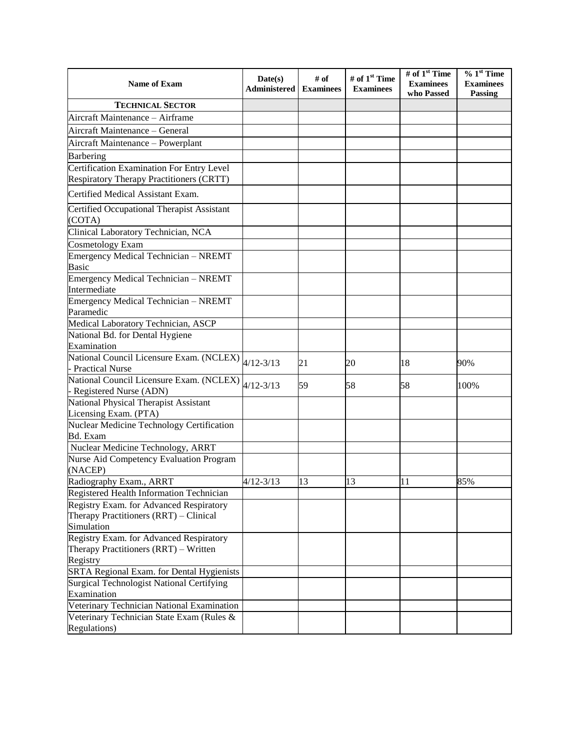| Name of Exam | Date(s) Administered | # of Examinees | # of 1st Time Examinees | # of 1st Time Examinees who Passed | % 1st Time Examinees Passing |
|---|---|---|---|---|---|
| **TECHNICAL SECTOR** | | | | | |
| Aircraft Maintenance – Airframe | | | | | |
| Aircraft Maintenance – General | | | | | |
| Aircraft Maintenance – Powerplant | | | | | |
| Barbering | | | | | |
| Certification Examination For Entry Level Respiratory Therapy Practitioners (CRTT) | | | | | |
| Certified Medical Assistant Exam. | | | | | |
| Certified Occupational Therapist Assistant (COTA) | | | | | |
| Clinical Laboratory Technician, NCA | | | | | |
| Cosmetology Exam | | | | | |
| Emergency Medical Technician – NREMT Basic | | | | | |
| Emergency Medical Technician – NREMT Intermediate | | | | | |
| Emergency Medical Technician – NREMT Paramedic | | | | | |
| Medical Laboratory Technician, ASCP | | | | | |
| National Bd. for Dental Hygiene Examination | | | | | |
| National Council Licensure Exam. (NCLEX) - Practical Nurse | 4/12-3/13 | 21 | 20 | 18 | 90% |
| National Council Licensure Exam. (NCLEX) - Registered Nurse (ADN) | 4/12-3/13 | 59 | 58 | 58 | 100% |
| National Physical Therapist Assistant Licensing Exam. (PTA) | | | | | |
| Nuclear Medicine Technology Certification Bd. Exam | | | | | |
| Nuclear Medicine Technology, ARRT | | | | | |
| Nurse Aid Competency Evaluation Program (NACEP) | | | | | |
| Radiography Exam., ARRT | 4/12-3/13 | 13 | 13 | 11 | 85% |
| Registered Health Information Technician | | | | | |
| Registry Exam. for Advanced Respiratory Therapy Practitioners (RRT) – Clinical Simulation | | | | | |
| Registry Exam. for Advanced Respiratory Therapy Practitioners (RRT) – Written Registry | | | | | |
| SRTA Regional Exam. for Dental Hygienists | | | | | |
| Surgical Technologist National Certifying Examination | | | | | |
| Veterinary Technician National Examination | | | | | |
| Veterinary Technician State Exam (Rules & Regulations) | | | | | |